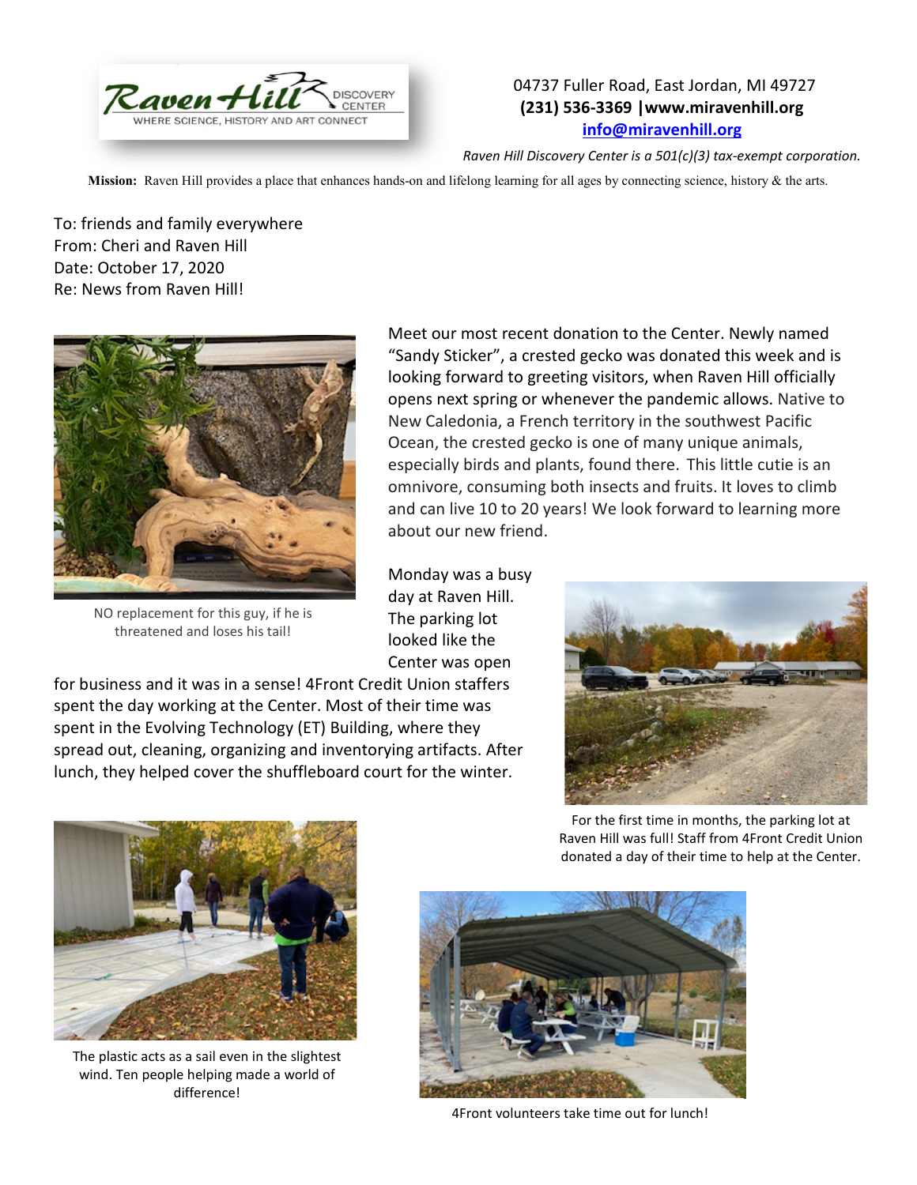Raven Hill DISCOVERY CENTER
WHERE SCIENCE, HISTORY AND ART CONNECT

04737 Fuller Road, East Jordan, MI 49727
**(231) 536-3369 |www.miravenhill.org**
**info@miravenhill.org**

*Raven Hill Discovery Center is a 501(c)(3) tax-exempt corporation.*

**Mission:** Raven Hill provides a place that enhances hands-on and lifelong learning for all ages by connecting science, history & the arts.

To: friends and family everywhere
From: Cheri and Raven Hill
Date: October 17, 2020
Re: News from Raven Hill!

Meet our most recent donation to the Center. Newly named "Sandy Sticker", a crested gecko was donated this week and is looking forward to greeting visitors, when Raven Hill officially opens next spring or whenever the pandemic allows. Native to New Caledonia, a French territory in the southwest Pacific Ocean, the crested gecko is one of many unique animals, especially birds and plants, found there. This little cutie is an omnivore, consuming both insects and fruits. It loves to climb and can live 10 to 20 years! We look forward to learning more about our new friend.

NO replacement for this guy, if he is threatened and loses his tail!

Monday was a busy day at Raven Hill. The parking lot looked like the Center was open for business and it was in a sense! 4Front Credit Union staffers spent the day working at the Center. Most of their time was spent in the Evolving Technology (ET) Building, where they spread out, cleaning, organizing and inventorying artifacts. After lunch, they helped cover the shuffleboard court for the winter.

For the first time in months, the parking lot at Raven Hill was full! Staff from 4Front Credit Union donated a day of their time to help at the Center.

The plastic acts as a sail even in the slightest wind. Ten people helping made a world of difference!

4Front volunteers take time out for lunch!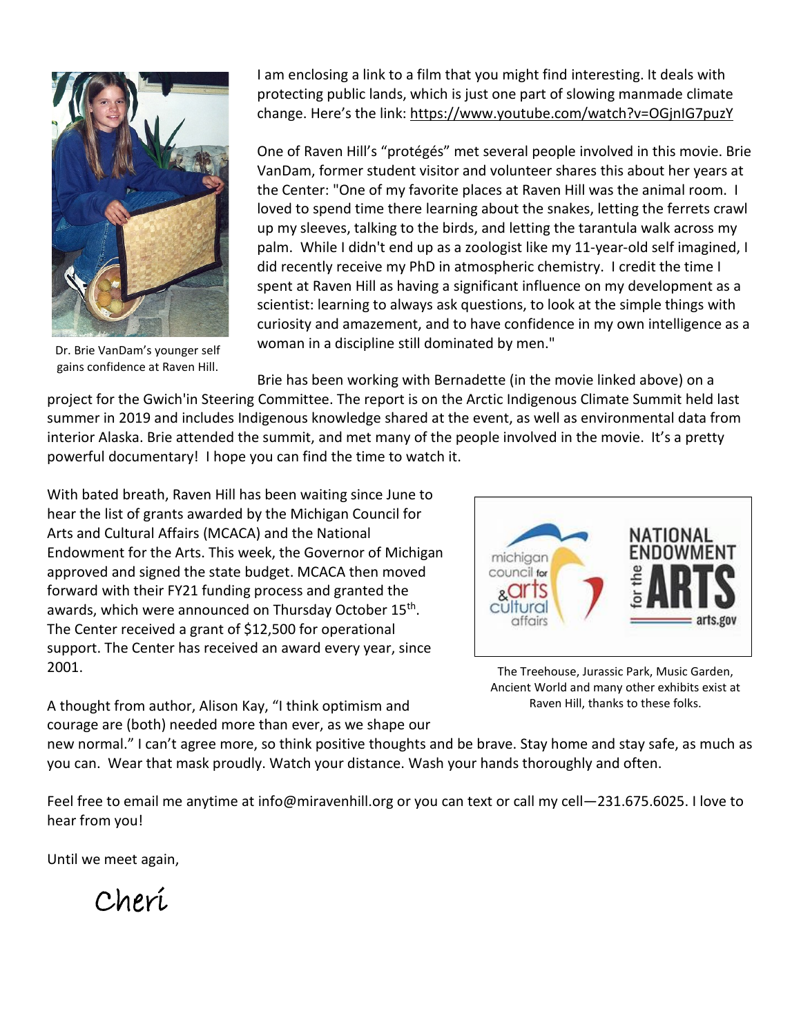I am enclosing a link to a film that you might find interesting. It deals with protecting public lands, which is just one part of slowing manmade climate change. Here's the link: https://www.youtube.com/watch?v=OGjnIG7puzY

One of Raven Hill's "protégés" met several people involved in this movie. Brie VanDam, former student visitor and volunteer shares this about her years at the Center: "One of my favorite places at Raven Hill was the animal room. I loved to spend time there learning about the snakes, letting the ferrets crawl up my sleeves, talking to the birds, and letting the tarantula walk across my palm. While I didn't end up as a zoologist like my 11-year-old self imagined, I did recently receive my PhD in atmospheric chemistry. I credit the time I spent at Raven Hill as having a significant influence on my development as a scientist: learning to always ask questions, to look at the simple things with curiosity and amazement, and to have confidence in my own intelligence as a woman in a discipline still dominated by men."

Dr. Brie VanDam's younger self gains confidence at Raven Hill.

Brie has been working with Bernadette (in the movie linked above) on a project for the Gwich'in Steering Committee. The report is on the Arctic Indigenous Climate Summit held last summer in 2019 and includes Indigenous knowledge shared at the event, as well as environmental data from interior Alaska. Brie attended the summit, and met many of the people involved in the movie. It's a pretty powerful documentary! I hope you can find the time to watch it.

With bated breath, Raven Hill has been waiting since June to hear the list of grants awarded by the Michigan Council for Arts and Cultural Affairs (MCACA) and the National Endowment for the Arts. This week, the Governor of Michigan approved and signed the state budget. MCACA then moved forward with their FY21 funding process and granted the awards, which were announced on Thursday October 15th. The Center received a grant of $12,500 for operational support. The Center has received an award every year, since 2001.

The Treehouse, Jurassic Park, Music Garden, Ancient World and many other exhibits exist at Raven Hill, thanks to these folks.

A thought from author, Alison Kay, "I think optimism and courage are (both) needed more than ever, as we shape our new normal." I can't agree more, so think positive thoughts and be brave. Stay home and stay safe, as much as you can. Wear that mask proudly. Watch your distance. Wash your hands thoroughly and often.

Feel free to email me anytime at info@miravenhill.org or you can text or call my cell—231.675.6025. I love to hear from you!

Until we meet again,

Cheri